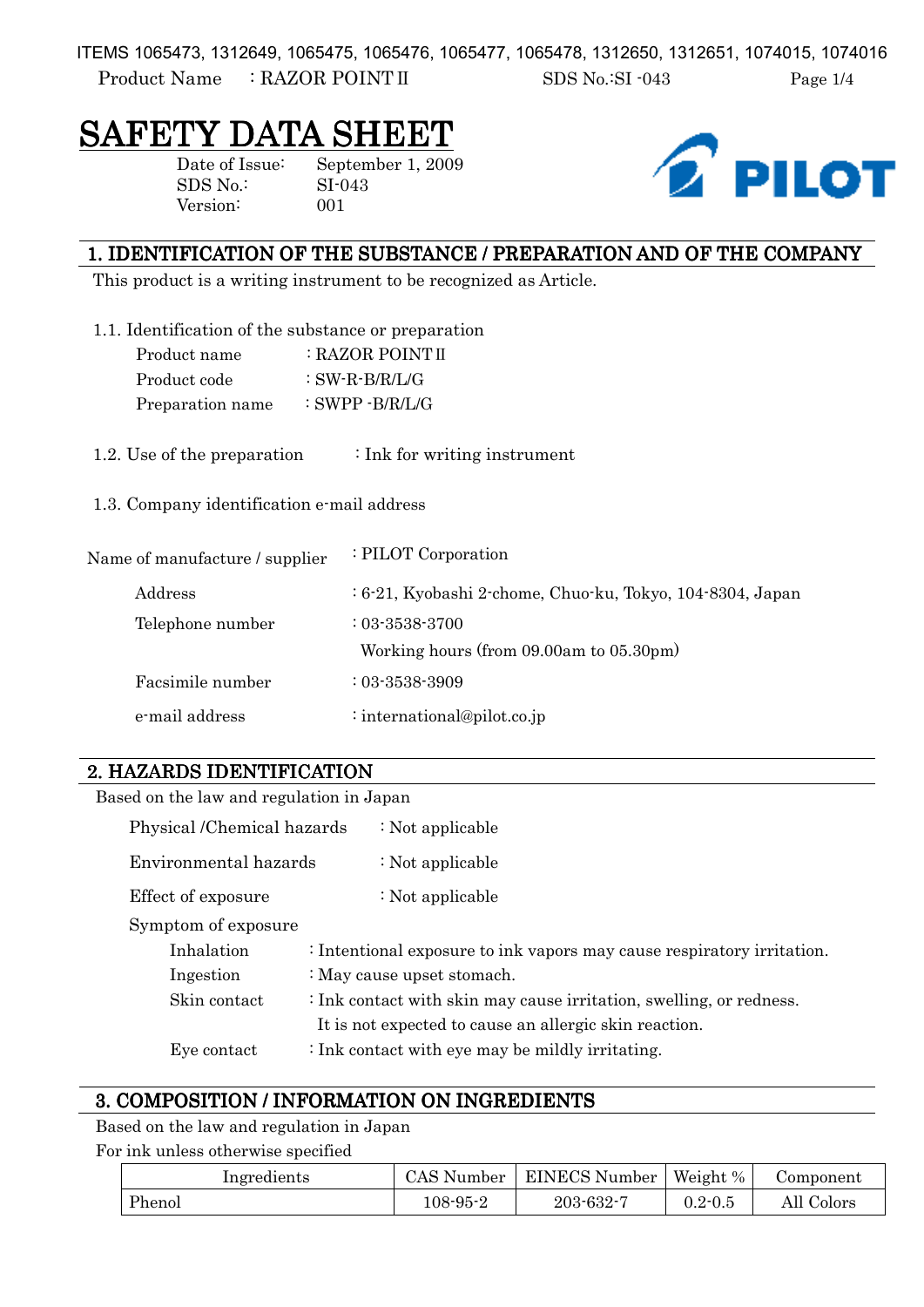# SAFETY DATA SHEET

Date of Issue: September 1, 2009
SDS No.: SI-043
Version: 001

## 1. IDENTIFICATION OF THE SUBSTANCE / PREPARATION AND OF THE COMPANY

This product is a writing instrument to be recognized as Article.

1.1. Identification of the substance or preparation

| | |
|---|---|
| Product name | : RAZOR POINT II |
| Product code | : SW-R-B/R/L/G |
| Preparation name | : SWPP -B/R/L/G |

1.2. Use of the preparation : Ink for writing instrument

1.3. Company identification e-mail address

| | |
|---|---|
| Name of manufacture / supplier | : PILOT Corporation |
| Address | : 6-21, Kyobashi 2-chome, Chuo-ku, Tokyo, 104-8304, Japan |
| Telephone number | : 03-3538-3700<br>Working hours (from 09.00am to 05.30pm) |
| Facsimile number | : 03-3538-3909 |
| e-mail address | : international@pilot.co.jp |

## 2. HAZARDS IDENTIFICATION

Based on the law and regulation in Japan

| | |
|---|---|
| Physical /Chemical hazards | : Not applicable |
| Environmental hazards | : Not applicable |
| Effect of exposure | : Not applicable |

Symptom of exposure

| | |
|---|---|
| Inhalation | : Intentional exposure to ink vapors may cause respiratory irritation. |
| Ingestion | : May cause upset stomach. |
| Skin contact | : Ink contact with skin may cause irritation, swelling, or redness.<br>It is not expected to cause an allergic skin reaction. |
| Eye contact | : Ink contact with eye may be mildly irritating. |

## 3. COMPOSITION / INFORMATION ON INGREDIENTS

Based on the law and regulation in Japan

For ink unless otherwise specified

| Ingredients | CAS Number | EINECS Number | Weight % | Component |
|---|---|---|---|---|
| Phenol | 108-95-2 | 203-632-7 | 0.2-0.5 | All Colors |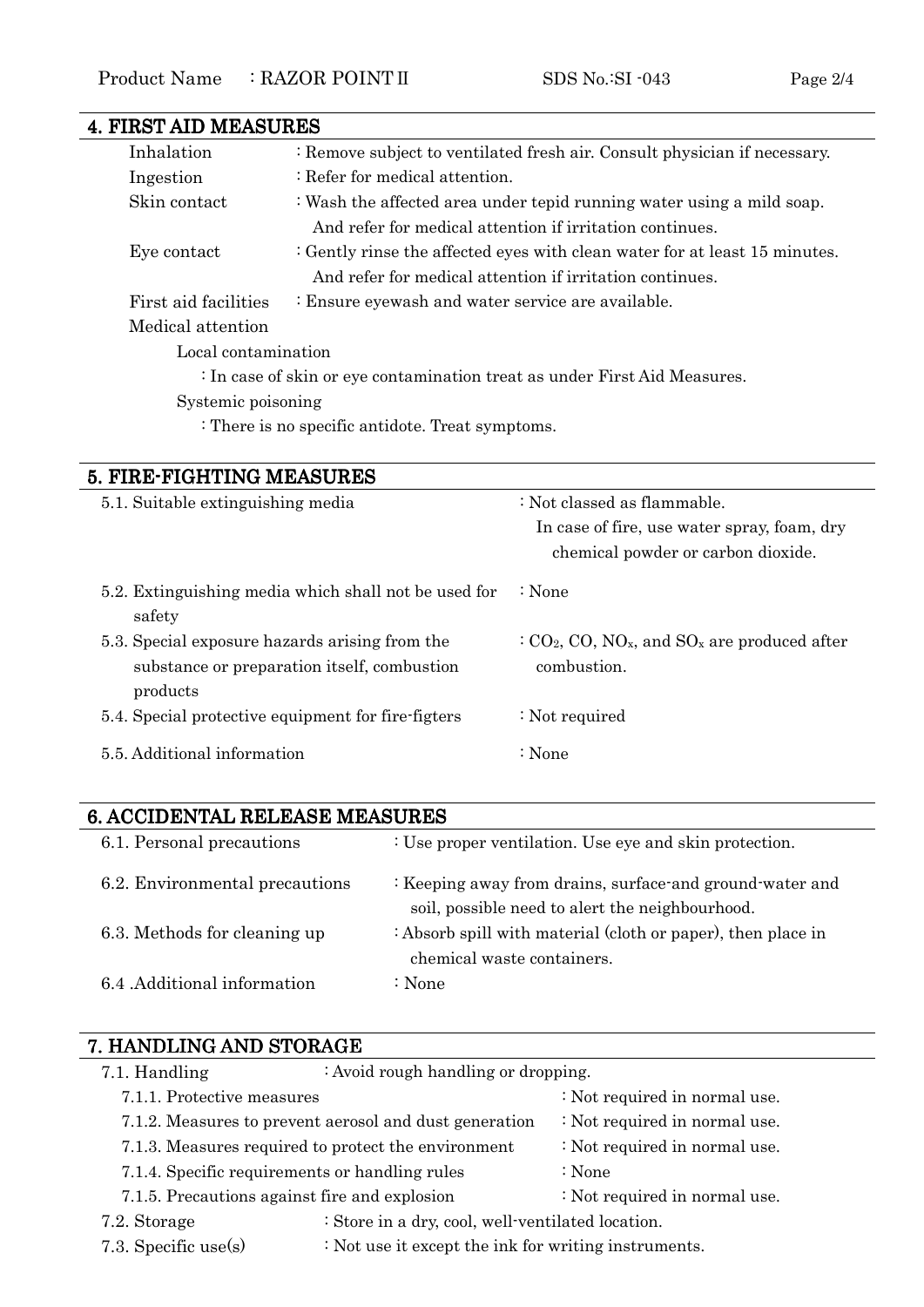## 4. FIRST AID MEASURES

| | |
|---|---|
| Inhalation | : Remove subject to ventilated fresh air. Consult physician if necessary. |
| Ingestion | : Refer for medical attention. |
| Skin contact | : Wash the affected area under tepid running water using a mild soap. And refer for medical attention if irritation continues. |
| Eye contact | : Gently rinse the affected eyes with clean water for at least 15 minutes. And refer for medical attention if irritation continues. |
| First aid facilities | : Ensure eyewash and water service are available. |

Medical attention

Local contamination

: In case of skin or eye contamination treat as under First Aid Measures.

Systemic poisoning

: There is no specific antidote. Treat symptoms.

## 5. FIRE-FIGHTING MEASURES

| | |
|---|---|
| 5.1. Suitable extinguishing media | : Not classed as flammable. In case of fire, use water spray, foam, dry chemical powder or carbon dioxide. |
| 5.2. Extinguishing media which shall not be used for safety | : None |
| 5.3. Special exposure hazards arising from the substance or preparation itself, combustion products | : $CO_2$, CO, $NO_x$, and $SO_x$ are produced after combustion. |
| 5.4. Special protective equipment for fire-figters | : Not required |
| 5.5. Additional information | : None |

## 6. ACCIDENTAL RELEASE MEASURES

| | |
|---|---|
| 6.1. Personal precautions | : Use proper ventilation. Use eye and skin protection. |
| 6.2. Environmental precautions | : Keeping away from drains, surface-and ground-water and soil, possible need to alert the neighbourhood. |
| 6.3. Methods for cleaning up | : Absorb spill with material (cloth or paper), then place in chemical waste containers. |
| 6.4 .Additional information | : None |

## 7. HANDLING AND STORAGE

7.1. Handling : Avoid rough handling or dropping.

| | |
|---|---|
| 7.1.1. Protective measures | : Not required in normal use. |
| 7.1.2. Measures to prevent aerosol and dust generation | : Not required in normal use. |
| 7.1.3. Measures required to protect the environment | : Not required in normal use. |
| 7.1.4. Specific requirements or handling rules | : None |
| 7.1.5. Precautions against fire and explosion | : Not required in normal use. |

7.2. Storage : Store in a dry, cool, well-ventilated location.

7.3. Specific use(s) : Not use it except the ink for writing instruments.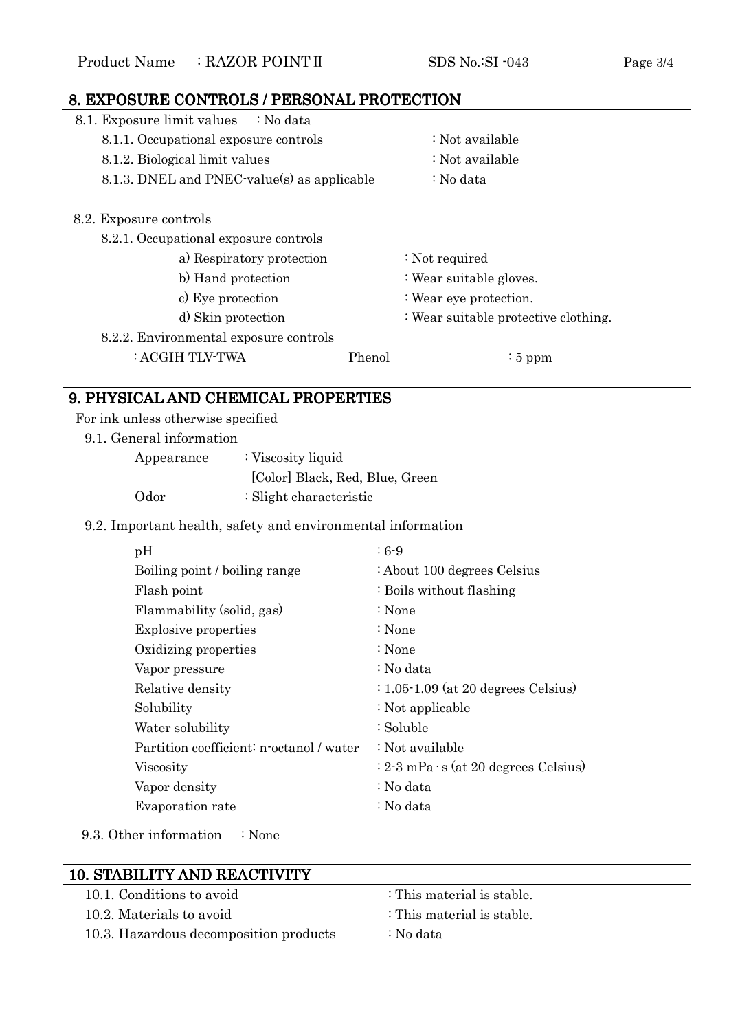## 8. EXPOSURE CONTROLS / PERSONAL PROTECTION

8.1. Exposure limit values : No data

- 8.1.1. Occupational exposure controls : Not available
- 8.1.2. Biological limit values : Not available
- 8.1.3. DNEL and PNEC-value(s) as applicable : No data

8.2. Exposure controls

8.2.1. Occupational exposure controls

- a) Respiratory protection : Not required
- b) Hand protection : Wear suitable gloves.
- c) Eye protection : Wear eye protection.
- d) Skin protection : Wear suitable protective clothing.

8.2.2. Environmental exposure controls

: ACGIH TLV-TWA Phenol : 5 ppm

## 9. PHYSICAL AND CHEMICAL PROPERTIES

For ink unless otherwise specified

9.1. General information

| | |
|---|---|
| Appearance | : Viscosity liquid<br>[Color] Black, Red, Blue, Green |
| Odor | : Slight characteristic |

9.2. Important health, safety and environmental information

| | |
|---|---|
| pH | : 6-9 |
| Boiling point / boiling range | : About 100 degrees Celsius |
| Flash point | : Boils without flashing |
| Flammability (solid, gas) | : None |
| Explosive properties | : None |
| Oxidizing properties | : None |
| Vapor pressure | : No data |
| Relative density | : 1.05-1.09 (at 20 degrees Celsius) |
| Solubility | : Not applicable |
| Water solubility | : Soluble |
| Partition coefficient: n-octanol / water | : Not available |
| Viscosity | : 2-3 mPa·s (at 20 degrees Celsius) |
| Vapor density | : No data |
| Evaporation rate | : No data |

9.3. Other information : None

## 10. STABILITY AND REACTIVITY

- 10.1. Conditions to avoid : This material is stable.
- 10.2. Materials to avoid : This material is stable.
- 10.3. Hazardous decomposition products : No data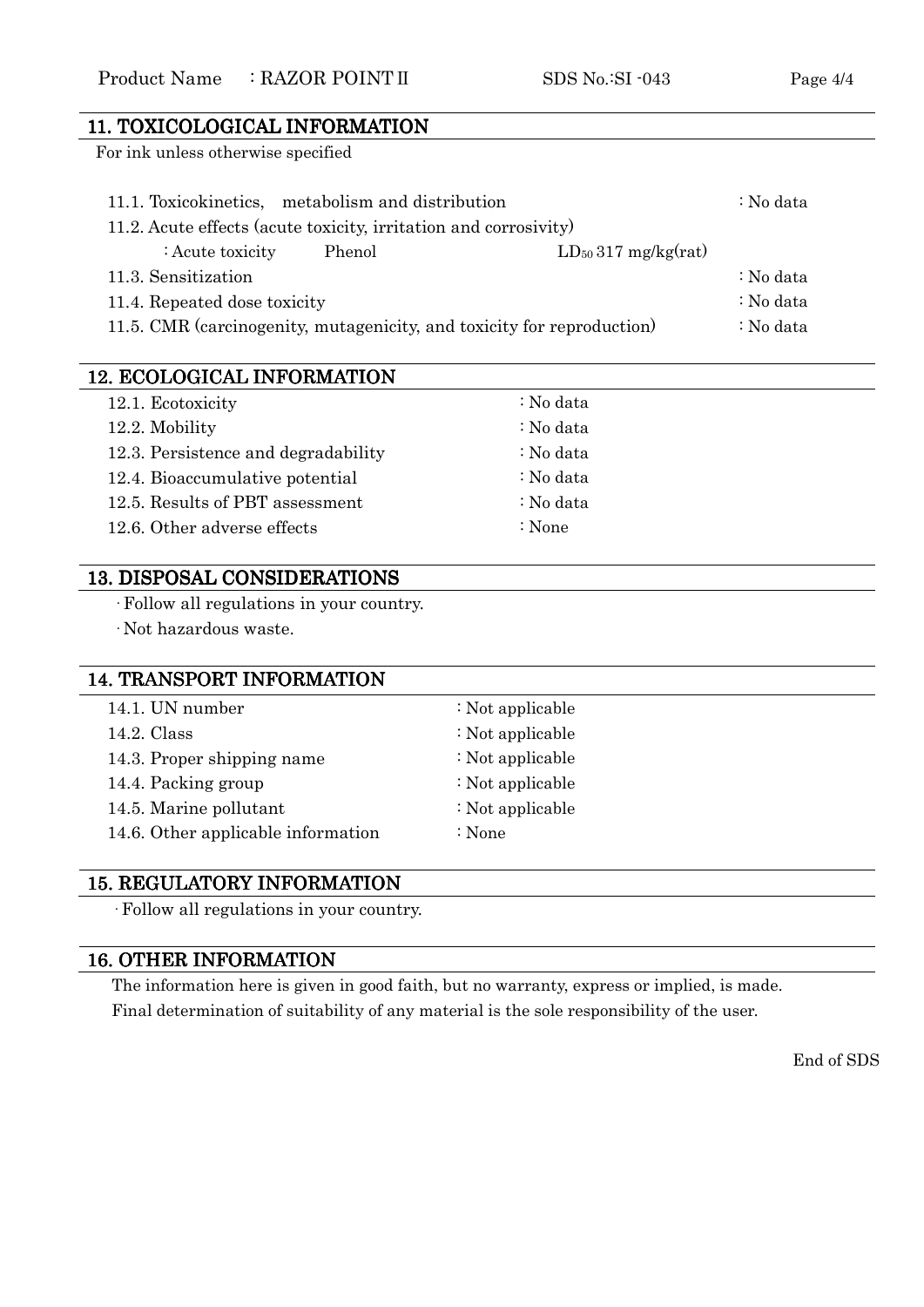## 11. TOXICOLOGICAL INFORMATION

For ink unless otherwise specified

11.1. Toxicokinetics, metabolism and distribution : No data

11.2. Acute effects (acute toxicity, irritation and corrosivity)

: Acute toxicity Phenol $LD_{50}$ 317 mg/kg(rat)

11.3. Sensitization : No data

11.4. Repeated dose toxicity : No data

11.5. CMR (carcinogenity, mutagenicity, and toxicity for reproduction) : No data

## 12. ECOLOGICAL INFORMATION

| | |
|---|---|
| 12.1. Ecotoxicity | : No data |
| 12.2. Mobility | : No data |
| 12.3. Persistence and degradability | : No data |
| 12.4. Bioaccumulative potential | : No data |
| 12.5. Results of PBT assessment | : No data |
| 12.6. Other adverse effects | : None |

## 13. DISPOSAL CONSIDERATIONS

· Follow all regulations in your country.

· Not hazardous waste.

## 14. TRANSPORT INFORMATION

| | |
|---|---|
| 14.1. UN number | : Not applicable |
| 14.2. Class | : Not applicable |
| 14.3. Proper shipping name | : Not applicable |
| 14.4. Packing group | : Not applicable |
| 14.5. Marine pollutant | : Not applicable |
| 14.6. Other applicable information | : None |

## 15. REGULATORY INFORMATION

· Follow all regulations in your country.

## 16. OTHER INFORMATION

The information here is given in good faith, but no warranty, express or implied, is made.
Final determination of suitability of any material is the sole responsibility of the user.

End of SDS